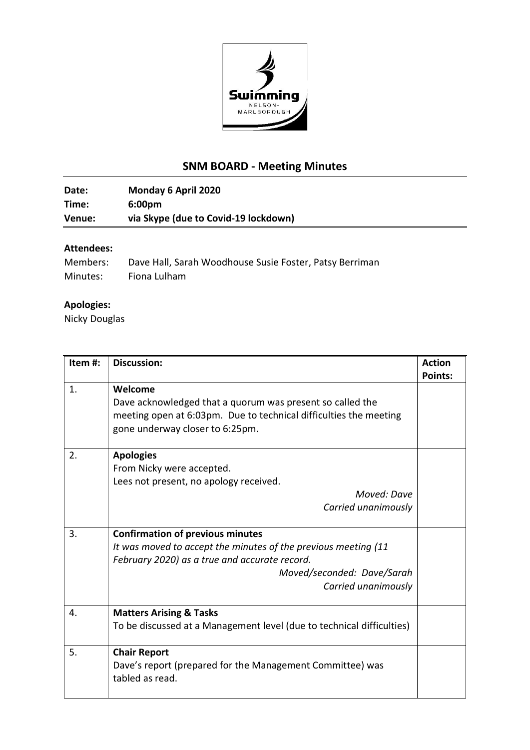## SNM BOARD - Meeting Minutes

**Date:** Monday 6 April 2020
**Time:** 6:00pm
**Venue:** via Skype (due to Covid-19 lockdown)

### Attendees:

Members: Dave Hall, Sarah Woodhouse Susie Foster, Patsy Berriman
Minutes: Fiona Lulham

### Apologies:

Nicky Douglas

| Item #: | Discussion: | Action Points: |
|---|---|---|
| 1. | **Welcome**<br>Dave acknowledged that a quorum was present so called the meeting open at 6:03pm. Due to technical difficulties the meeting gone underway closer to 6:25pm. | |
| 2. | **Apologies**<br>From Nicky were accepted.<br>Lees not present, no apology received.<br>*Moved: Dave*<br>*Carried unanimously* | |
| 3. | **Confirmation of previous minutes**<br>*It was moved to accept the minutes of the previous meeting (11 February 2020) as a true and accurate record.*<br>*Moved/seconded: Dave/Sarah*<br>*Carried unanimously* | |
| 4. | **Matters Arising & Tasks**<br>To be discussed at a Management level (due to technical difficulties) | |
| 5. | **Chair Report**<br>Dave's report (prepared for the Management Committee) was tabled as read. | |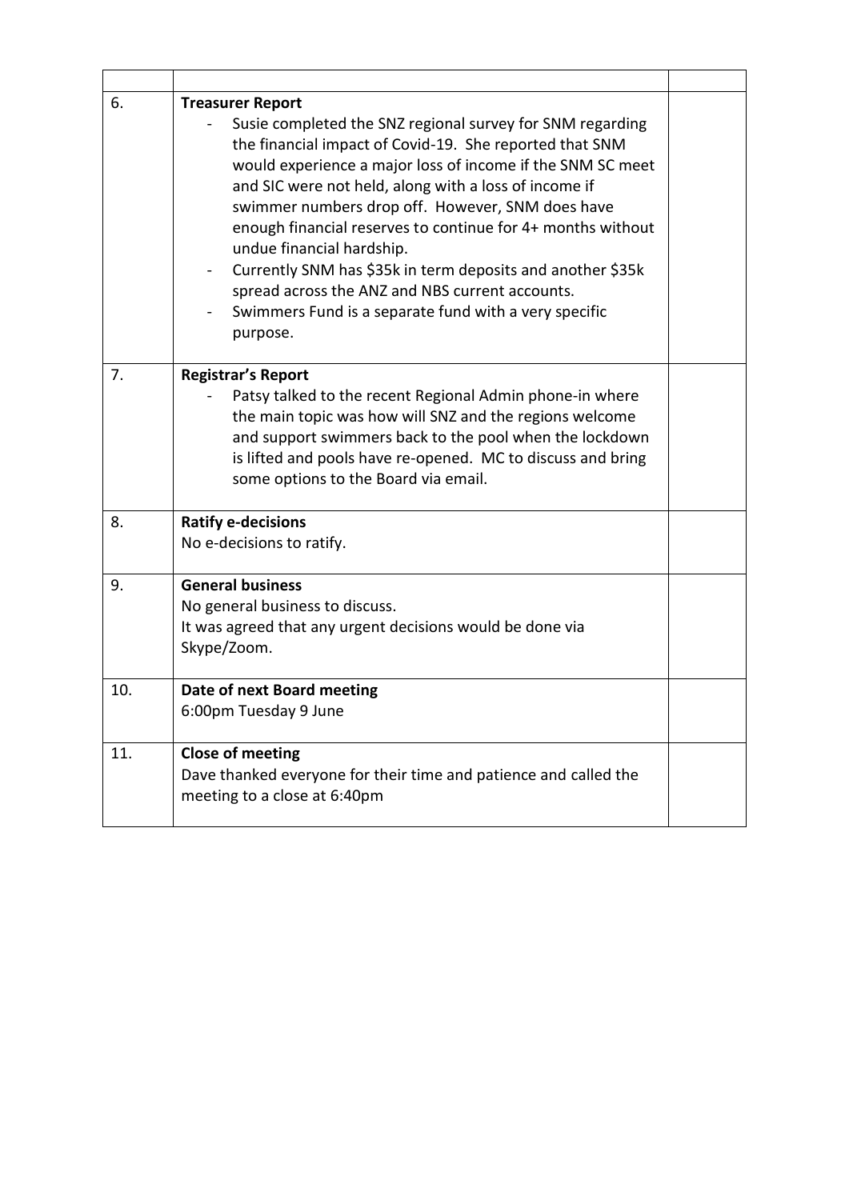| | | |
|---|---|---|
| 6. | **Treasurer Report**<br>- Susie completed the SNZ regional survey for SNM regarding the financial impact of Covid-19. She reported that SNM would experience a major loss of income if the SNM SC meet and SIC were not held, along with a loss of income if swimmer numbers drop off. However, SNM does have enough financial reserves to continue for 4+ months without undue financial hardship.<br>- Currently SNM has $35k in term deposits and another $35k spread across the ANZ and NBS current accounts.<br>- Swimmers Fund is a separate fund with a very specific purpose. | |
| 7. | **Registrar's Report**<br>- Patsy talked to the recent Regional Admin phone-in where the main topic was how will SNZ and the regions welcome and support swimmers back to the pool when the lockdown is lifted and pools have re-opened. MC to discuss and bring some options to the Board via email. | |
| 8. | **Ratify e-decisions**<br>No e-decisions to ratify. | |
| 9. | **General business**<br>No general business to discuss.<br>It was agreed that any urgent decisions would be done via Skype/Zoom. | |
| 10. | **Date of next Board meeting**<br>6:00pm Tuesday 9 June | |
| 11. | **Close of meeting**<br>Dave thanked everyone for their time and patience and called the meeting to a close at 6:40pm | |